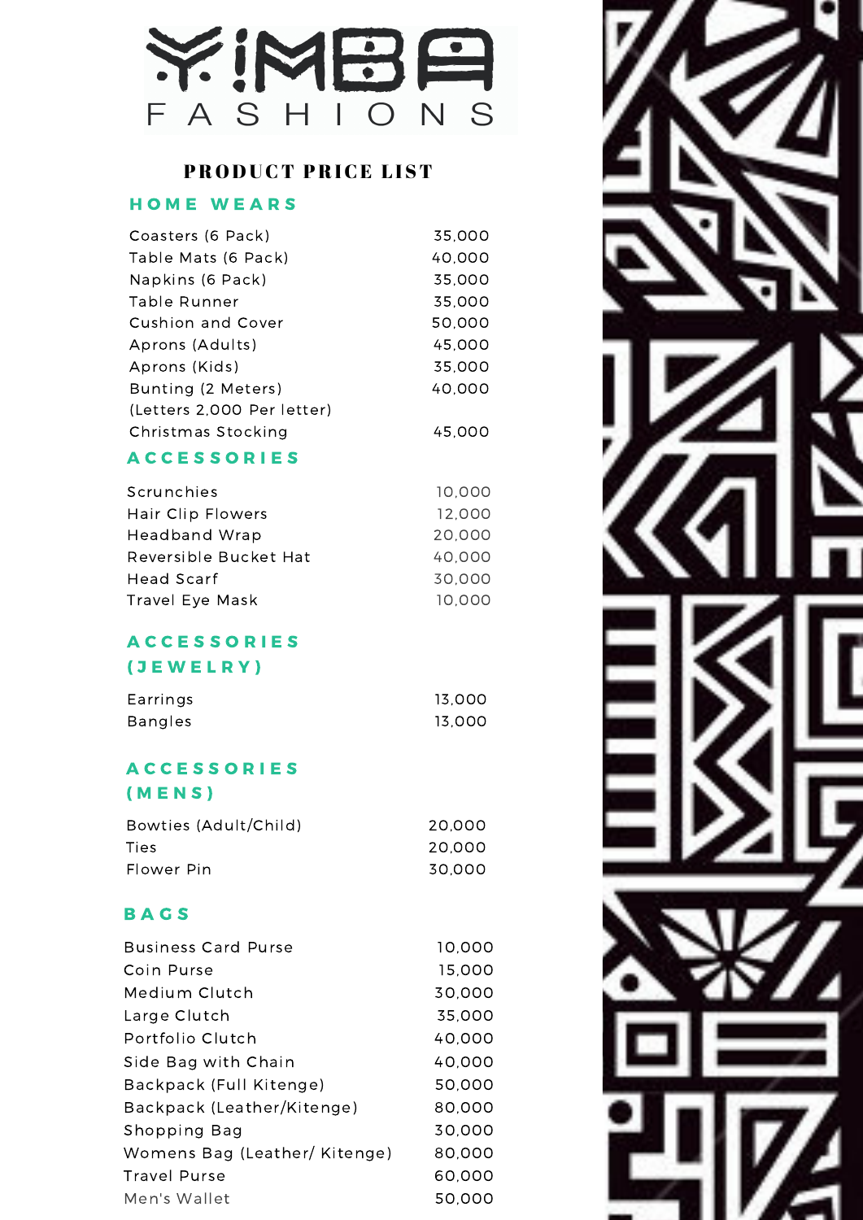# YIMBA FASHIONS

## PRODUCT PRICE LIST

### HOME WEARS

| Item | Price |
| --- | --- |
| Coasters (6 Pack) | 35,000 |
| Table Mats (6 Pack) | 40,000 |
| Napkins (6 Pack) | 35,000 |
| Table Runner | 35,000 |
| Cushion and Cover | 50,000 |
| Aprons (Adults) | 45,000 |
| Aprons (Kids) | 35,000 |
| Bunting (2 Meters) | 40,000 |
| (Letters 2,000 Per letter) | |
| Christmas Stocking | 45,000 |

### ACCESSORIES

| Item | Price |
| --- | --- |
| Scrunchies | 10,000 |
| Hair Clip Flowers | 12,000 |
| Headband Wrap | 20,000 |
| Reversible Bucket Hat | 40,000 |
| Head Scarf | 30,000 |
| Travel Eye Mask | 10,000 |

### ACCESSORIES (JEWELRY)

| Item | Price |
| --- | --- |
| Earrings | 13,000 |
| Bangles | 13,000 |

### ACCESSORIES (MENS)

| Item | Price |
| --- | --- |
| Bowties (Adult/Child) | 20,000 |
| Ties | 20,000 |
| Flower Pin | 30,000 |

### BAGS

| Item | Price |
| --- | --- |
| Business Card Purse | 10,000 |
| Coin Purse | 15,000 |
| Medium Clutch | 30,000 |
| Large Clutch | 35,000 |
| Portfolio Clutch | 40,000 |
| Side Bag with Chain | 40,000 |
| Backpack (Full Kitenge) | 50,000 |
| Backpack (Leather/Kitenge) | 80,000 |
| Shopping Bag | 30,000 |
| Womens Bag (Leather/ Kitenge) | 80,000 |
| Travel Purse | 60,000 |
| Men's Wallet | 50,000 |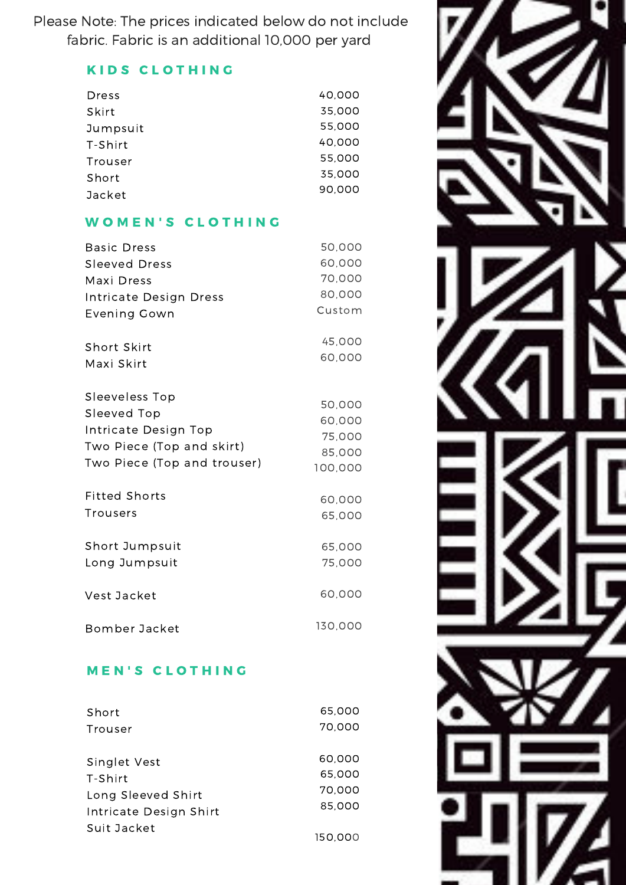Please Note: The prices indicated below do not include fabric. Fabric is an additional 10,000 per yard

## KIDS CLOTHING

| | |
|---|---|
| Dress | 40,000 |
| Skirt | 35,000 |
| Jumpsuit | 55,000 |
| T-Shirt | 40,000 |
| Trouser | 55,000 |
| Short | 35,000 |
| Jacket | 90,000 |

## WOMEN'S CLOTHING

| | |
|---|---|
| Basic Dress | 50,000 |
| Sleeved Dress | 60,000 |
| Maxi Dress | 70,000 |
| Intricate Design Dress | 80,000 |
| Evening Gown | Custom |
| Short Skirt | 45,000 |
| Maxi Skirt | 60,000 |
| Sleeveless Top | 50,000 |
| Sleeved Top | 60,000 |
| Intricate Design Top | 75,000 |
| Two Piece (Top and skirt) | 85,000 |
| Two Piece (Top and trouser) | 100,000 |
| Fitted Shorts | 60,000 |
| Trousers | 65,000 |
| Short Jumpsuit | 65,000 |
| Long Jumpsuit | 75,000 |
| Vest Jacket | 60,000 |
| Bomber Jacket | 130,000 |

## MEN'S CLOTHING

| | |
|---|---|
| Short | 65,000 |
| Trouser | 70,000 |
| Singlet Vest | 60,000 |
| T-Shirt | 65,000 |
| Long Sleeved Shirt | 70,000 |
| Intricate Design Shirt | 85,000 |
| Suit Jacket | 150,000 |